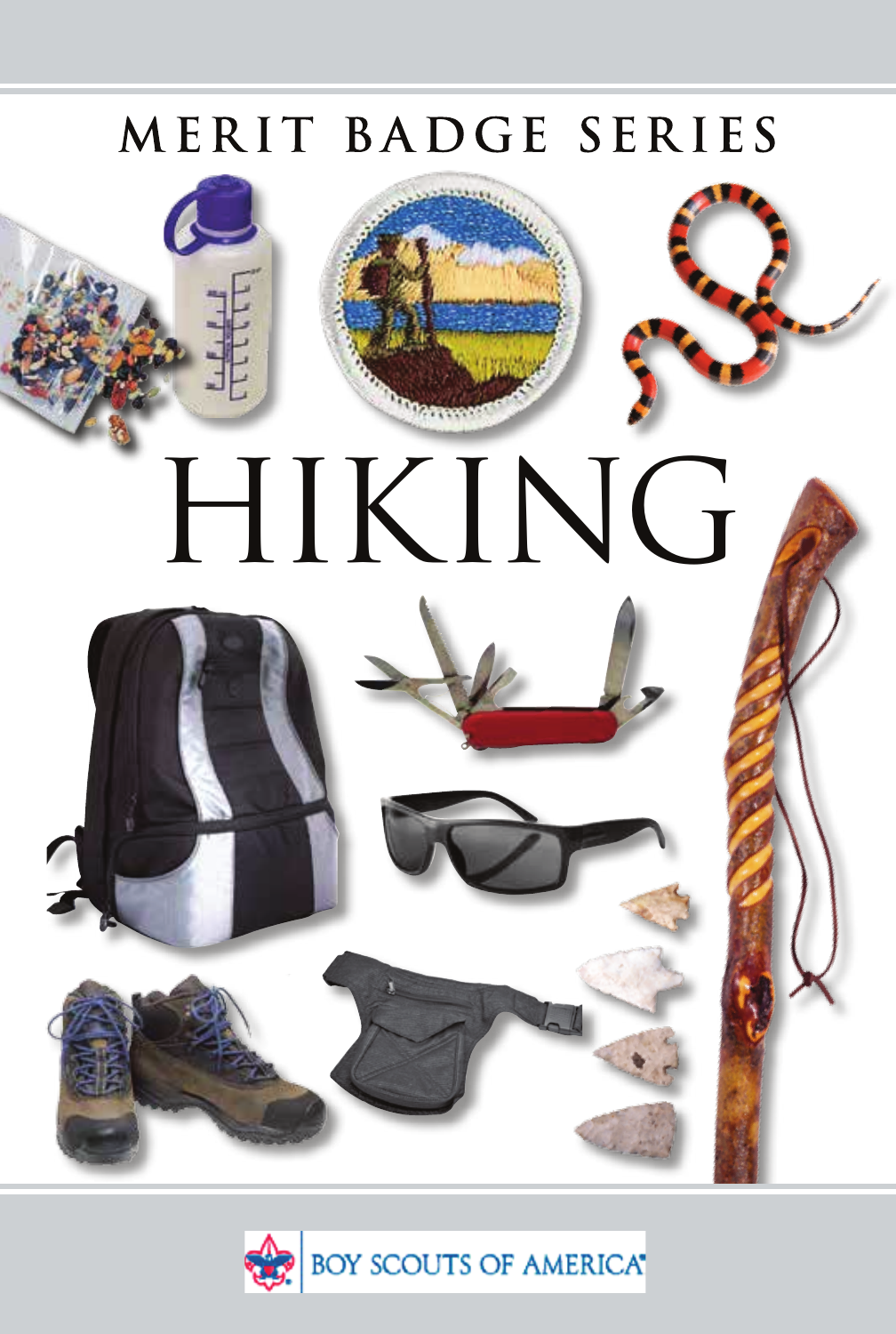MERIT BADGE SERIES

# HIKING

BOY SCOUTS OF AMERICA®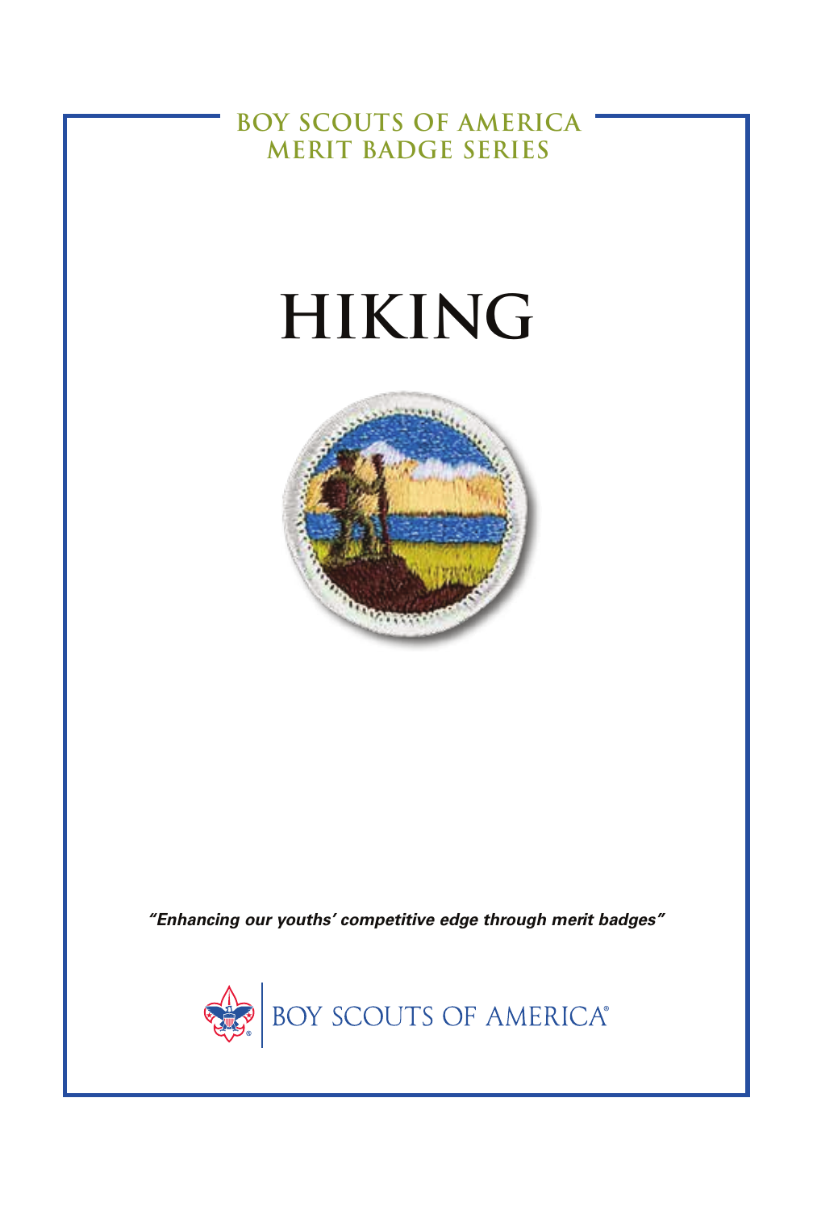BOY SCOUTS OF AMERICA
MERIT BADGE SERIES

# HIKING

*"Enhancing our youths' competitive edge through merit badges"*

BOY SCOUTS OF AMERICA®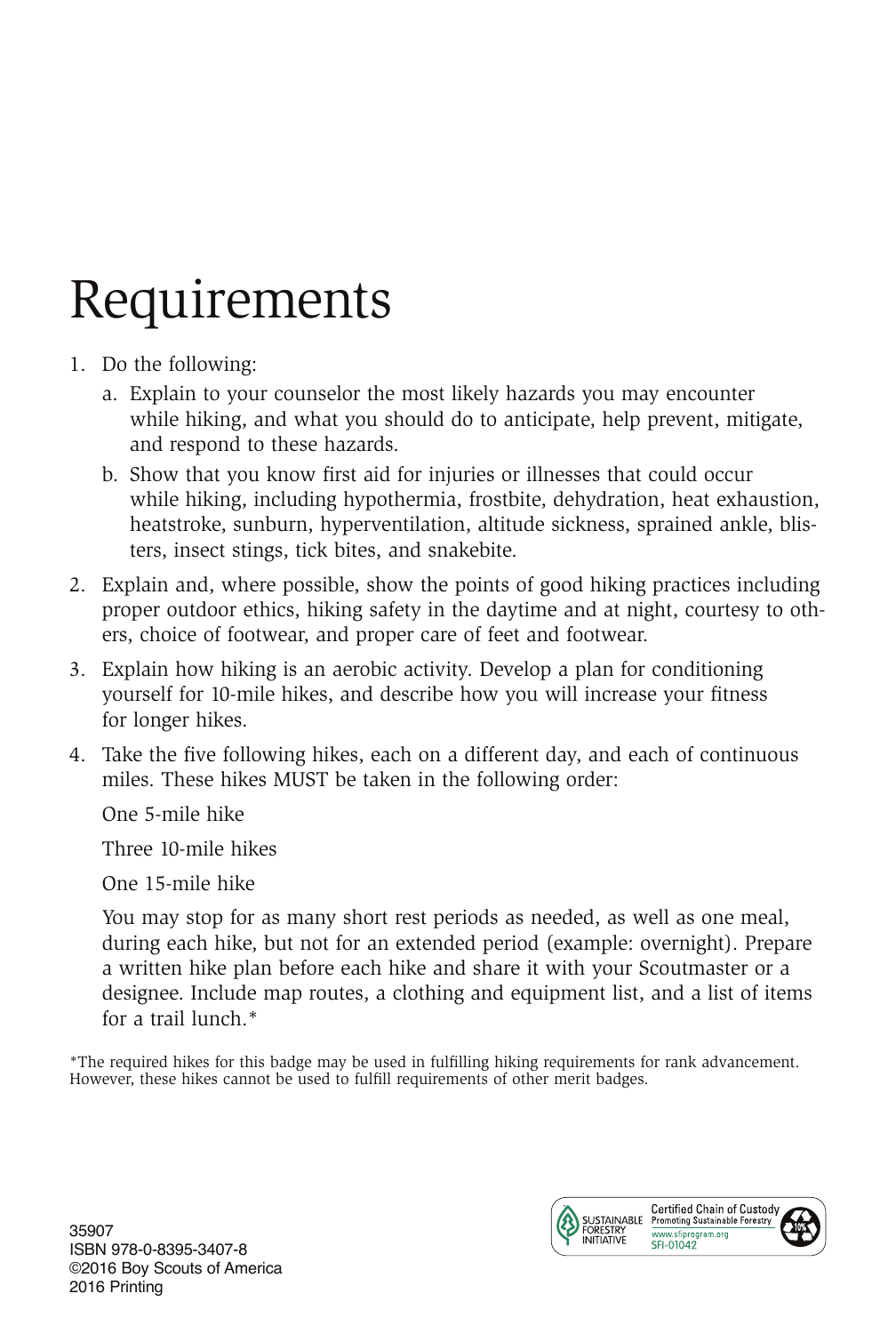# Requirements

1. Do the following:
   a. Explain to your counselor the most likely hazards you may encounter while hiking, and what you should do to anticipate, help prevent, mitigate, and respond to these hazards.
   b. Show that you know first aid for injuries or illnesses that could occur while hiking, including hypothermia, frostbite, dehydration, heat exhaustion, heatstroke, sunburn, hyperventilation, altitude sickness, sprained ankle, blisters, insect stings, tick bites, and snakebite.
2. Explain and, where possible, show the points of good hiking practices including proper outdoor ethics, hiking safety in the daytime and at night, courtesy to others, choice of footwear, and proper care of feet and footwear.
3. Explain how hiking is an aerobic activity. Develop a plan for conditioning yourself for 10-mile hikes, and describe how you will increase your fitness for longer hikes.
4. Take the five following hikes, each on a different day, and each of continuous miles. These hikes MUST be taken in the following order:

   One 5-mile hike

   Three 10-mile hikes

   One 15-mile hike

   You may stop for as many short rest periods as needed, as well as one meal, during each hike, but not for an extended period (example: overnight). Prepare a written hike plan before each hike and share it with your Scoutmaster or a designee. Include map routes, a clothing and equipment list, and a list of items for a trail lunch.*

*The required hikes for this badge may be used in fulfilling hiking requirements for rank advancement. However, these hikes cannot be used to fulfill requirements of other merit badges.

35907
ISBN 978-0-8395-3407-8
©2016 Boy Scouts of America
2016 Printing

SUSTAINABLE FORESTRY INITIATIVE
Certified Chain of Custody
Promoting Sustainable Forestry
www.sfiprogram.org
SFI-01042
10%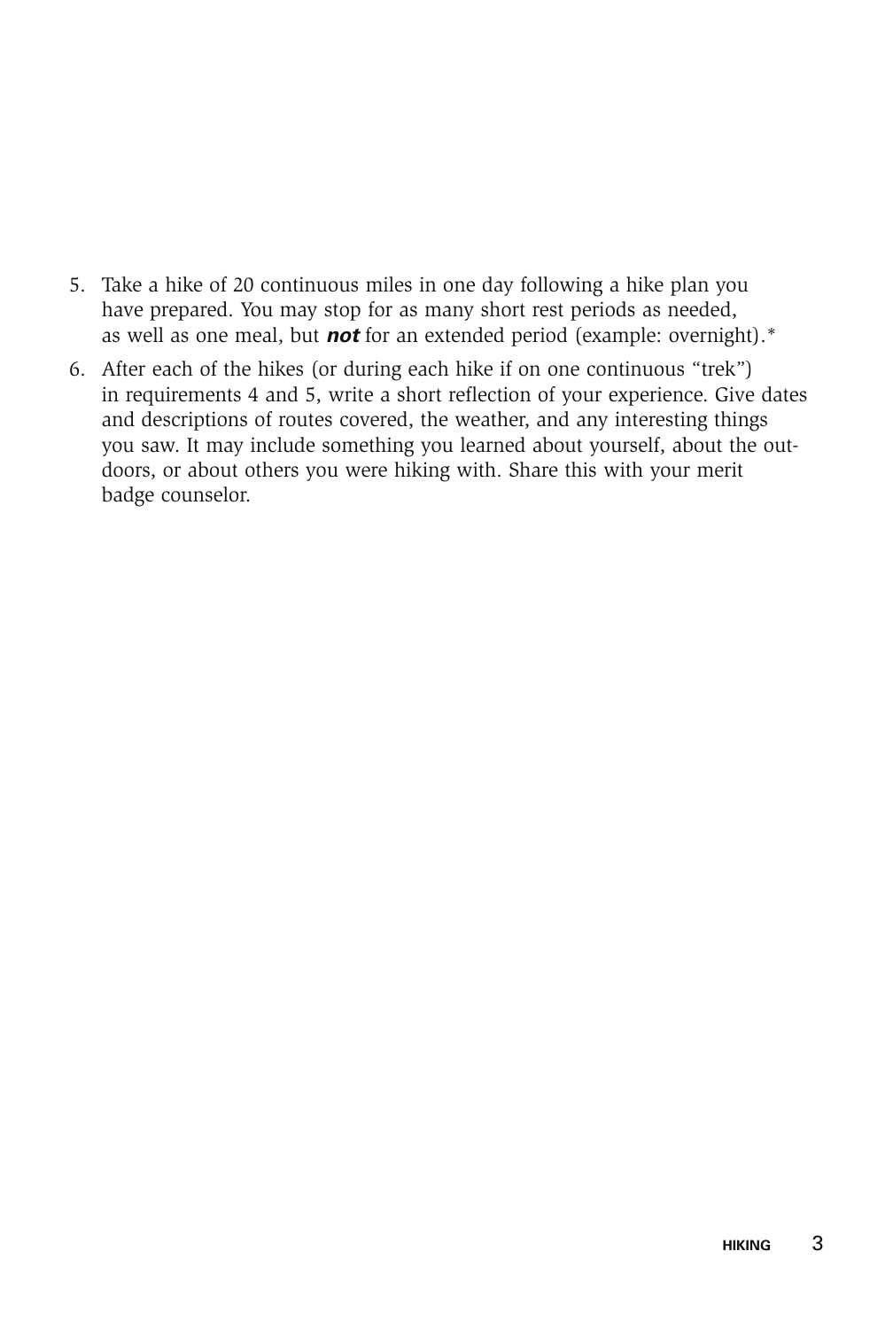5. Take a hike of 20 continuous miles in one day following a hike plan you have prepared. You may stop for as many short rest periods as needed, as well as one meal, but ***not*** for an extended period (example: overnight).*
6. After each of the hikes (or during each hike if on one continuous "trek") in requirements 4 and 5, write a short reflection of your experience. Give dates and descriptions of routes covered, the weather, and any interesting things you saw. It may include something you learned about yourself, about the outdoors, or about others you were hiking with. Share this with your merit badge counselor.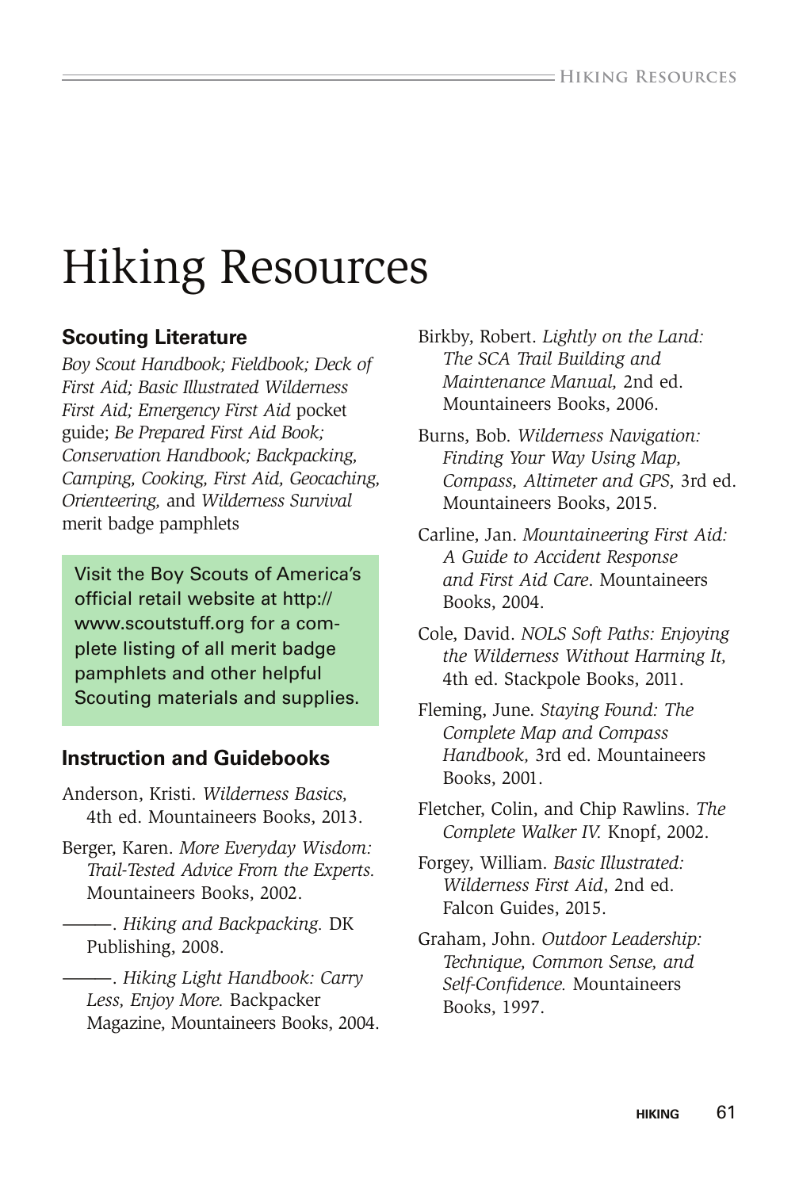# Hiking Resources

### Scouting Literature

*Boy Scout Handbook; Fieldbook; Deck of First Aid; Basic Illustrated Wilderness First Aid; Emergency First Aid* pocket guide; *Be Prepared First Aid Book; Conservation Handbook; Backpacking, Camping, Cooking, First Aid, Geocaching, Orienteering,* and *Wilderness Survival* merit badge pamphlets

Visit the Boy Scouts of America's official retail website at http://www.scoutstuff.org for a complete listing of all merit badge pamphlets and other helpful Scouting materials and supplies.

### Instruction and Guidebooks

Anderson, Kristi. *Wilderness Basics,* 4th ed. Mountaineers Books, 2013.

Berger, Karen. *More Everyday Wisdom: Trail-Tested Advice From the Experts.* Mountaineers Books, 2002.

———. *Hiking and Backpacking.* DK Publishing, 2008.

———. *Hiking Light Handbook: Carry Less, Enjoy More.* Backpacker Magazine, Mountaineers Books, 2004.

Birkby, Robert. *Lightly on the Land: The SCA Trail Building and Maintenance Manual,* 2nd ed. Mountaineers Books, 2006.

Burns, Bob. *Wilderness Navigation: Finding Your Way Using Map, Compass, Altimeter and GPS,* 3rd ed. Mountaineers Books, 2015.

Carline, Jan. *Mountaineering First Aid: A Guide to Accident Response and First Aid Care*. Mountaineers Books, 2004.

Cole, David. *NOLS Soft Paths: Enjoying the Wilderness Without Harming It,* 4th ed. Stackpole Books, 2011.

Fleming, June. *Staying Found: The Complete Map and Compass Handbook,* 3rd ed. Mountaineers Books, 2001.

Fletcher, Colin, and Chip Rawlins. *The Complete Walker IV.* Knopf, 2002.

Forgey, William. *Basic Illustrated: Wilderness First Aid*, 2nd ed. Falcon Guides, 2015.

Graham, John. *Outdoor Leadership: Technique, Common Sense, and Self-Confidence.* Mountaineers Books, 1997.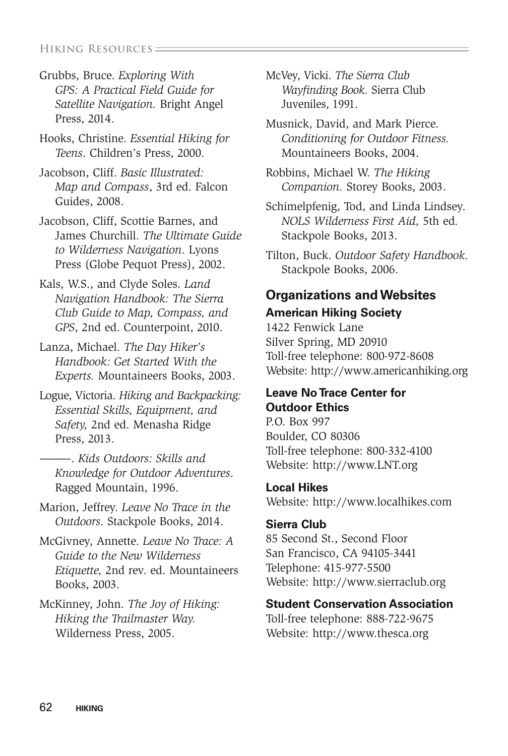Grubbs, Bruce. *Exploring With GPS: A Practical Field Guide for Satellite Navigation.* Bright Angel Press, 2014.

Hooks, Christine. *Essential Hiking for Teens*. Children's Press, 2000.

Jacobson, Cliff. *Basic Illustrated: Map and Compass*, 3rd ed. Falcon Guides, 2008.

Jacobson, Cliff, Scottie Barnes, and James Churchill. *The Ultimate Guide to Wilderness Navigation*. Lyons Press (Globe Pequot Press), 2002.

Kals, W.S., and Clyde Soles. *Land Navigation Handbook: The Sierra Club Guide to Map, Compass, and GPS*, 2nd ed. Counterpoint, 2010.

Lanza, Michael. *The Day Hiker's Handbook: Get Started With the Experts.* Mountaineers Books, 2003.

Logue, Victoria. *Hiking and Backpacking: Essential Skills, Equipment, and Safety,* 2nd ed. Menasha Ridge Press, 2013.

———. *Kids Outdoors: Skills and Knowledge for Outdoor Adventures*. Ragged Mountain, 1996.

Marion, Jeffrey. *Leave No Trace in the Outdoors*. Stackpole Books, 2014.

McGivney, Annette. *Leave No Trace: A Guide to the New Wilderness Etiquette,* 2nd rev. ed. Mountaineers Books, 2003.

McKinney, John. *The Joy of Hiking: Hiking the Trailmaster Way.* Wilderness Press, 2005.

McVey, Vicki. *The Sierra Club Wayfinding Book.* Sierra Club Juveniles, 1991.

Musnick, David, and Mark Pierce. *Conditioning for Outdoor Fitness.* Mountaineers Books, 2004.

Robbins, Michael W. *The Hiking Companion.* Storey Books, 2003.

Schimelpfenig, Tod, and Linda Lindsey. *NOLS Wilderness First Aid,* 5th ed. Stackpole Books, 2013.

Tilton, Buck. *Outdoor Safety Handbook.* Stackpole Books, 2006.

## Organizations and Websites

**American Hiking Society**
1422 Fenwick Lane
Silver Spring, MD 20910
Toll-free telephone: 800-972-8608
Website: http://www.americanhiking.org

**Leave No Trace Center for Outdoor Ethics**
P.O. Box 997
Boulder, CO 80306
Toll-free telephone: 800-332-4100
Website: http://www.LNT.org

**Local Hikes**
Website: http://www.localhikes.com

**Sierra Club**
85 Second St., Second Floor
San Francisco, CA 94105-3441
Telephone: 415-977-5500
Website: http://www.sierraclub.org

**Student Conservation Association**
Toll-free telephone: 888-722-9675
Website: http://www.thesca.org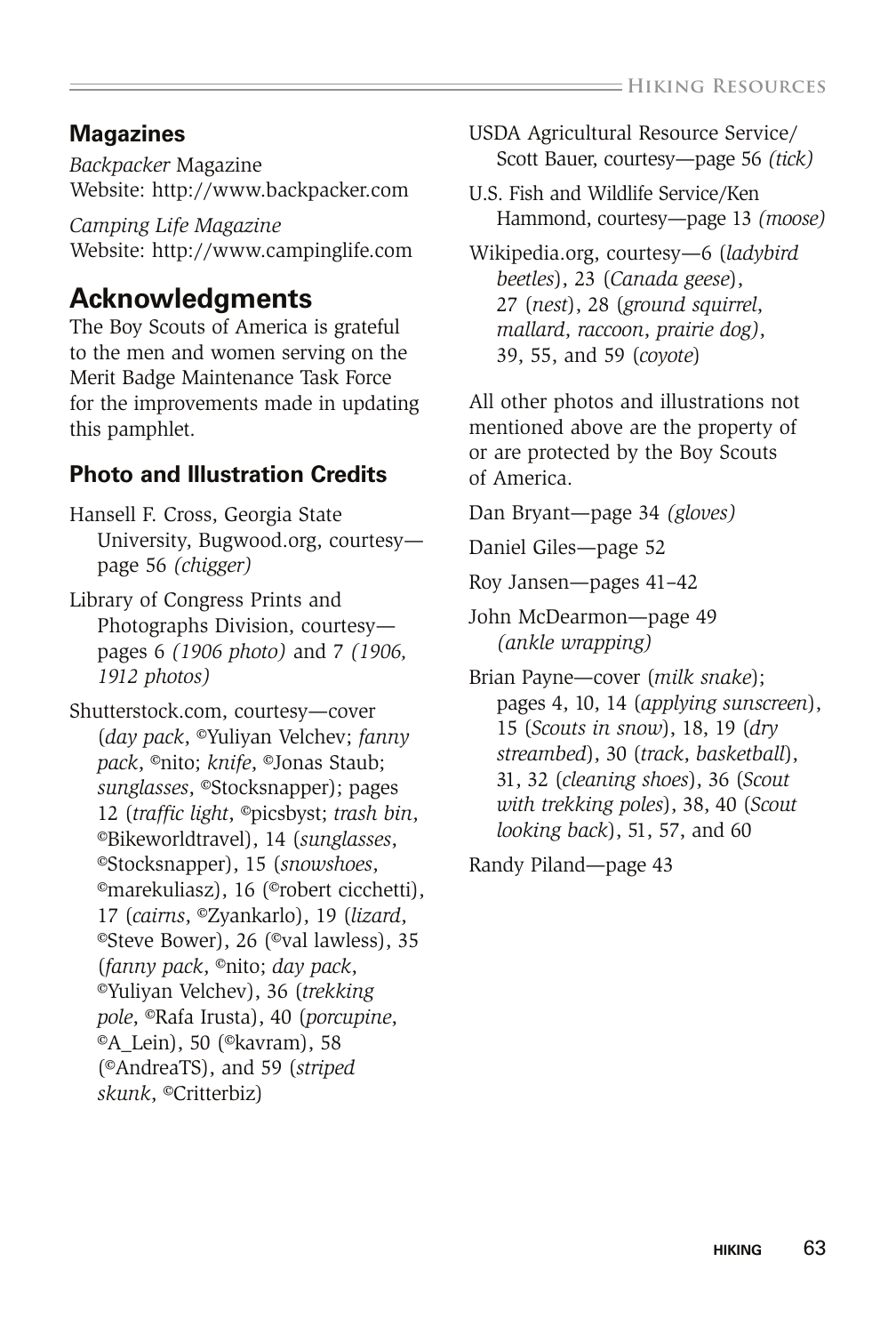## Magazines

*Backpacker* Magazine
Website: http://www.backpacker.com

*Camping Life Magazine*
Website: http://www.campinglife.com

# Acknowledgments

The Boy Scouts of America is grateful to the men and women serving on the Merit Badge Maintenance Task Force for the improvements made in updating this pamphlet.

## Photo and Illustration Credits

Hansell F. Cross, Georgia State University, Bugwood.org, courtesy—page 56 *(chigger)*

Library of Congress Prints and Photographs Division, courtesy—pages 6 *(1906 photo)* and 7 *(1906, 1912 photos)*

Shutterstock.com, courtesy—cover (*day pack*, ©Yuliyan Velchev; *fanny pack*, ©nito; *knife*, ©Jonas Staub; *sunglasses*, ©Stocksnapper); pages 12 (*traffic light*, ©picsbyst; *trash bin*, ©Bikeworldtravel), 14 (*sunglasses*, ©Stocksnapper), 15 (*snowshoes*, ©marekuliasz), 16 (©robert cicchetti), 17 (*cairns*, ©Zyankarlo), 19 (*lizard*, ©Steve Bower), 26 (©val lawless), 35 (*fanny pack*, ©nito; *day pack*, ©Yuliyan Velchev), 36 (*trekking pole*, ©Rafa Irusta), 40 (*porcupine*, ©A_Lein), 50 (©kavram), 58 (©AndreaTS), and 59 (*striped skunk*, ©Critterbiz)

USDA Agricultural Resource Service/Scott Bauer, courtesy—page 56 *(tick)*

U.S. Fish and Wildlife Service/Ken Hammond, courtesy—page 13 *(moose)*

Wikipedia.org, courtesy—6 (*ladybird beetles*), 23 (*Canada geese*), 27 (*nest*), 28 (*ground squirrel*, *mallard*, *raccoon*, *prairie dog)*, 39, 55, and 59 (*coyote*)

All other photos and illustrations not mentioned above are the property of or are protected by the Boy Scouts of America.

Dan Bryant—page 34 *(gloves)*

Daniel Giles—page 52

Roy Jansen—pages 41–42

John McDearmon—page 49 *(ankle wrapping)*

Brian Payne—cover (*milk snake*); pages 4, 10, 14 (*applying sunscreen*), 15 (*Scouts in snow*), 18, 19 (*dry streambed*), 30 (*track*, *basketball*), 31, 32 (*cleaning shoes*), 36 (*Scout with trekking poles*), 38, 40 (*Scout looking back*), 51, 57, and 60

Randy Piland—page 43